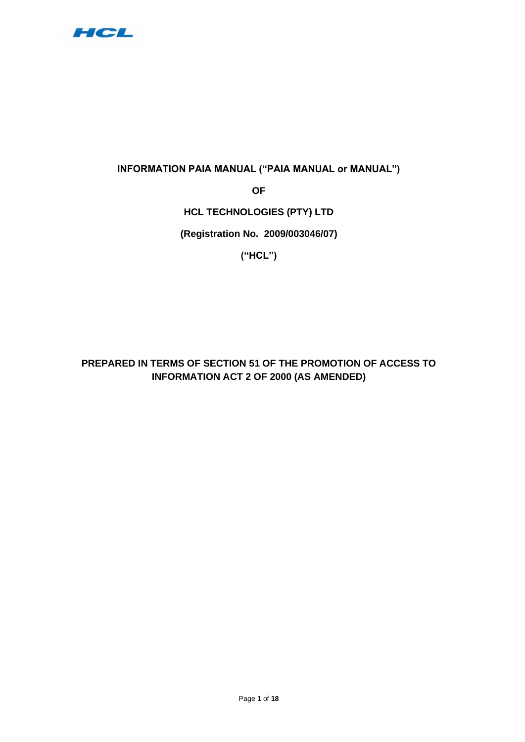**INFORMATION PAIA MANUAL ("PAIA MANUAL or MANUAL")**

**OF**

**HCL TECHNOLOGIES (PTY) LTD**

**(Registration No. 2009/003046/07)**

**("HCL")**

**PREPARED IN TERMS OF SECTION 51 OF THE PROMOTION OF ACCESS TO INFORMATION ACT 2 OF 2000 (AS AMENDED)**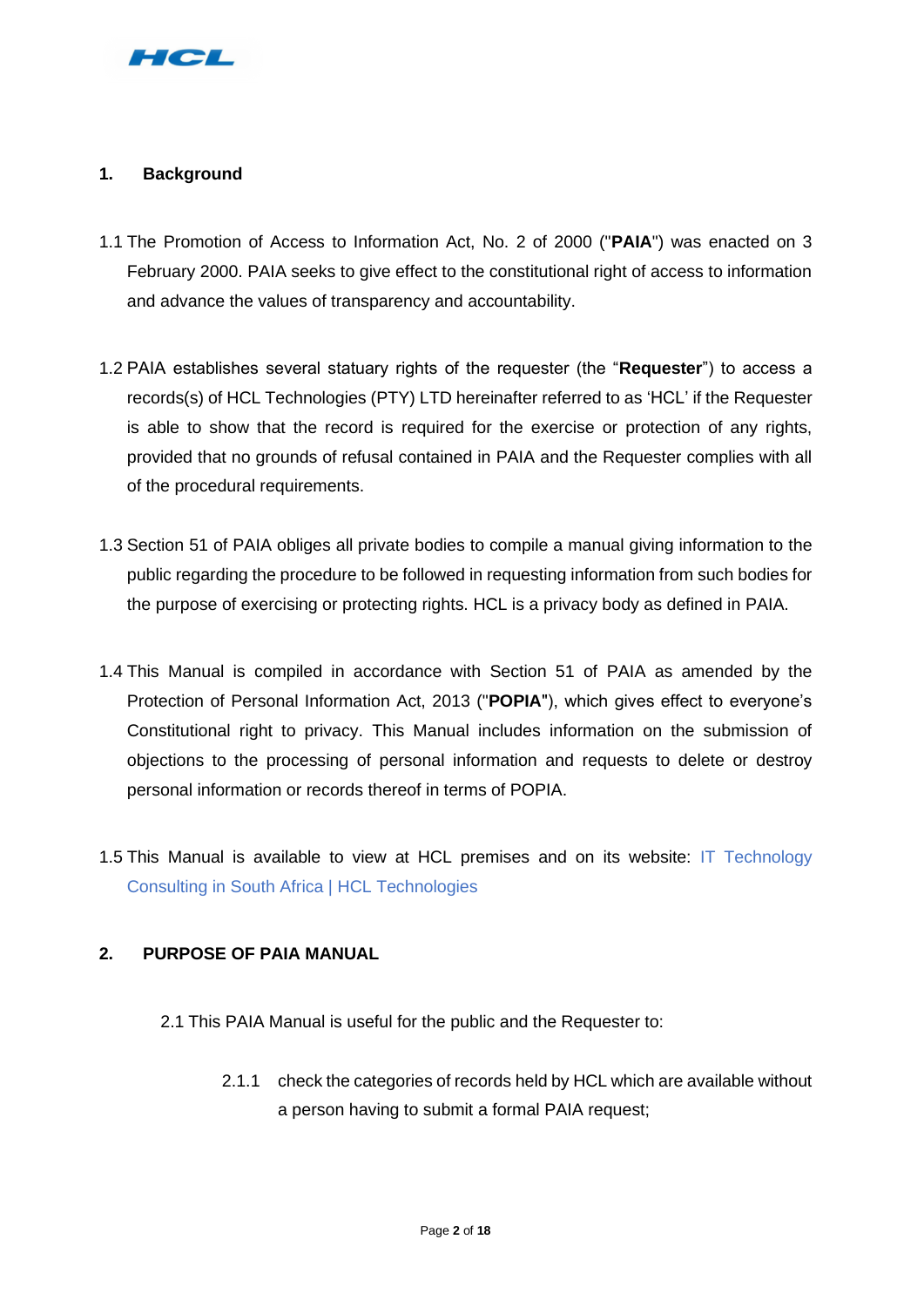## 1. Background

1.1 The Promotion of Access to Information Act, No. 2 of 2000 ("**PAIA**") was enacted on 3 February 2000. PAIA seeks to give effect to the constitutional right of access to information and advance the values of transparency and accountability.

1.2 PAIA establishes several statuary rights of the requester (the "**Requester**") to access a records(s) of HCL Technologies (PTY) LTD hereinafter referred to as 'HCL' if the Requester is able to show that the record is required for the exercise or protection of any rights, provided that no grounds of refusal contained in PAIA and the Requester complies with all of the procedural requirements.

1.3 Section 51 of PAIA obliges all private bodies to compile a manual giving information to the public regarding the procedure to be followed in requesting information from such bodies for the purpose of exercising or protecting rights. HCL is a privacy body as defined in PAIA.

1.4 This Manual is compiled in accordance with Section 51 of PAIA as amended by the Protection of Personal Information Act, 2013 ("**POPIA**"), which gives effect to everyone's Constitutional right to privacy. This Manual includes information on the submission of objections to the processing of personal information and requests to delete or destroy personal information or records thereof in terms of POPIA.

1.5 This Manual is available to view at HCL premises and on its website: IT Technology Consulting in South Africa | HCL Technologies

## 2. PURPOSE OF PAIA MANUAL

2.1 This PAIA Manual is useful for the public and the Requester to:

2.1.1 check the categories of records held by HCL which are available without a person having to submit a formal PAIA request;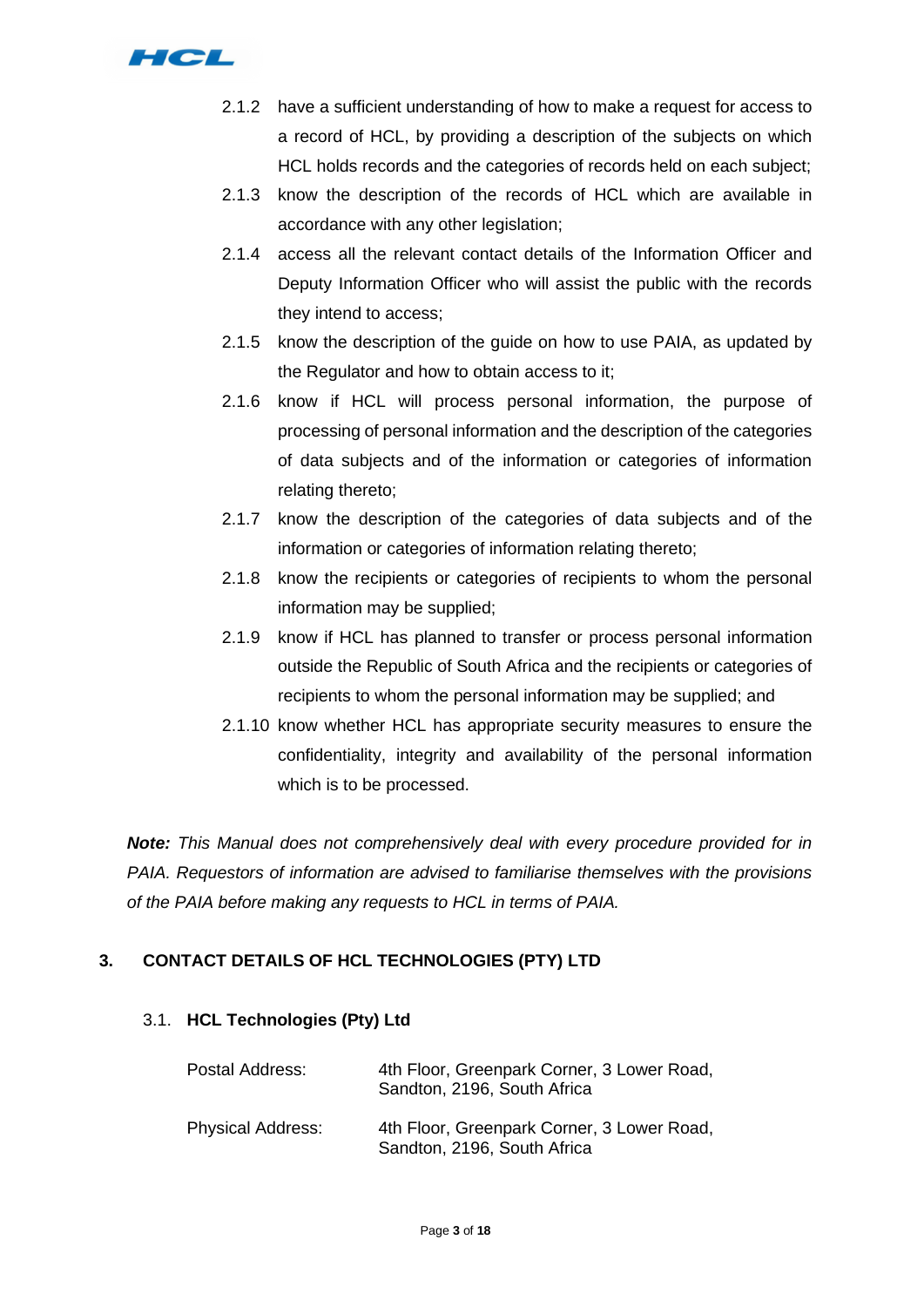2.1.2 have a sufficient understanding of how to make a request for access to a record of HCL, by providing a description of the subjects on which HCL holds records and the categories of records held on each subject;

2.1.3 know the description of the records of HCL which are available in accordance with any other legislation;

2.1.4 access all the relevant contact details of the Information Officer and Deputy Information Officer who will assist the public with the records they intend to access;

2.1.5 know the description of the guide on how to use PAIA, as updated by the Regulator and how to obtain access to it;

2.1.6 know if HCL will process personal information, the purpose of processing of personal information and the description of the categories of data subjects and of the information or categories of information relating thereto;

2.1.7 know the description of the categories of data subjects and of the information or categories of information relating thereto;

2.1.8 know the recipients or categories of recipients to whom the personal information may be supplied;

2.1.9 know if HCL has planned to transfer or process personal information outside the Republic of South Africa and the recipients or categories of recipients to whom the personal information may be supplied; and

2.1.10 know whether HCL has appropriate security measures to ensure the confidentiality, integrity and availability of the personal information which is to be processed.

***Note:*** *This Manual does not comprehensively deal with every procedure provided for in PAIA. Requestors of information are advised to familiarise themselves with the provisions of the PAIA before making any requests to HCL in terms of PAIA.*

## 3. CONTACT DETAILS OF HCL TECHNOLOGIES (PTY) LTD

### 3.1. HCL Technologies (Pty) Ltd

| | |
|---|---|
| Postal Address: | 4th Floor, Greenpark Corner, 3 Lower Road, Sandton, 2196, South Africa |
| Physical Address: | 4th Floor, Greenpark Corner, 3 Lower Road, Sandton, 2196, South Africa |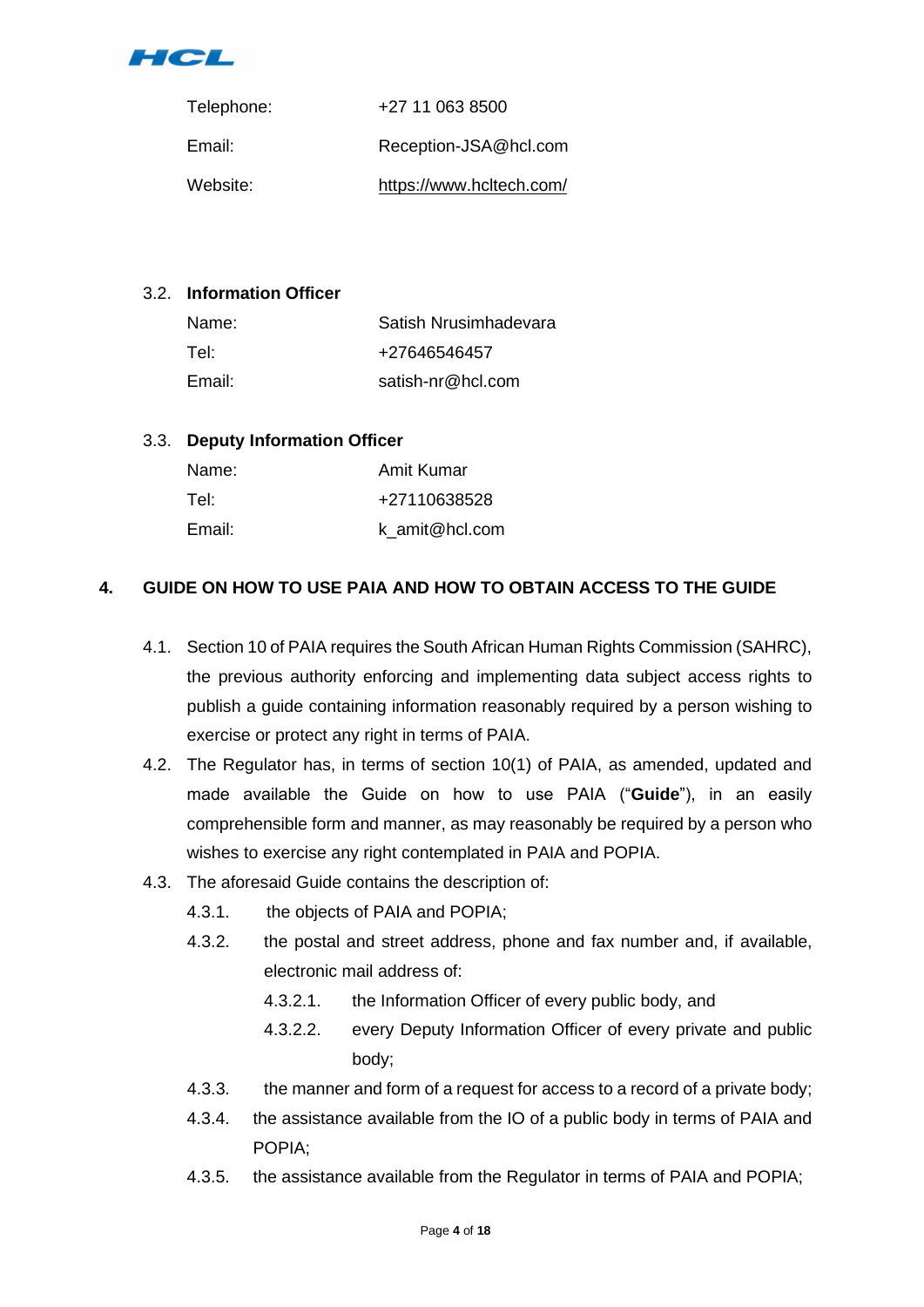| | |
|---|---|
| Telephone: | +27 11 063 8500 |
| Email: | Reception-JSA@hcl.com |
| Website: | https://www.hcltech.com/ |

### 3.2. Information Officer

| | |
|---|---|
| Name: | Satish Nrusimhadevara |
| Tel: | +27646546457 |
| Email: | satish-nr@hcl.com |

### 3.3. Deputy Information Officer

| | |
|---|---|
| Name: | Amit Kumar |
| Tel: | +27110638528 |
| Email: | k_amit@hcl.com |

## 4. GUIDE ON HOW TO USE PAIA AND HOW TO OBTAIN ACCESS TO THE GUIDE

4.1. Section 10 of PAIA requires the South African Human Rights Commission (SAHRC), the previous authority enforcing and implementing data subject access rights to publish a guide containing information reasonably required by a person wishing to exercise or protect any right in terms of PAIA.

4.2. The Regulator has, in terms of section 10(1) of PAIA, as amended, updated and made available the Guide on how to use PAIA ("**Guide**"), in an easily comprehensible form and manner, as may reasonably be required by a person who wishes to exercise any right contemplated in PAIA and POPIA.

4.3. The aforesaid Guide contains the description of:

4.3.1. the objects of PAIA and POPIA;

4.3.2. the postal and street address, phone and fax number and, if available, electronic mail address of:

4.3.2.1. the Information Officer of every public body, and

4.3.2.2. every Deputy Information Officer of every private and public body;

4.3.3. the manner and form of a request for access to a record of a private body;

4.3.4. the assistance available from the IO of a public body in terms of PAIA and POPIA;

4.3.5. the assistance available from the Regulator in terms of PAIA and POPIA;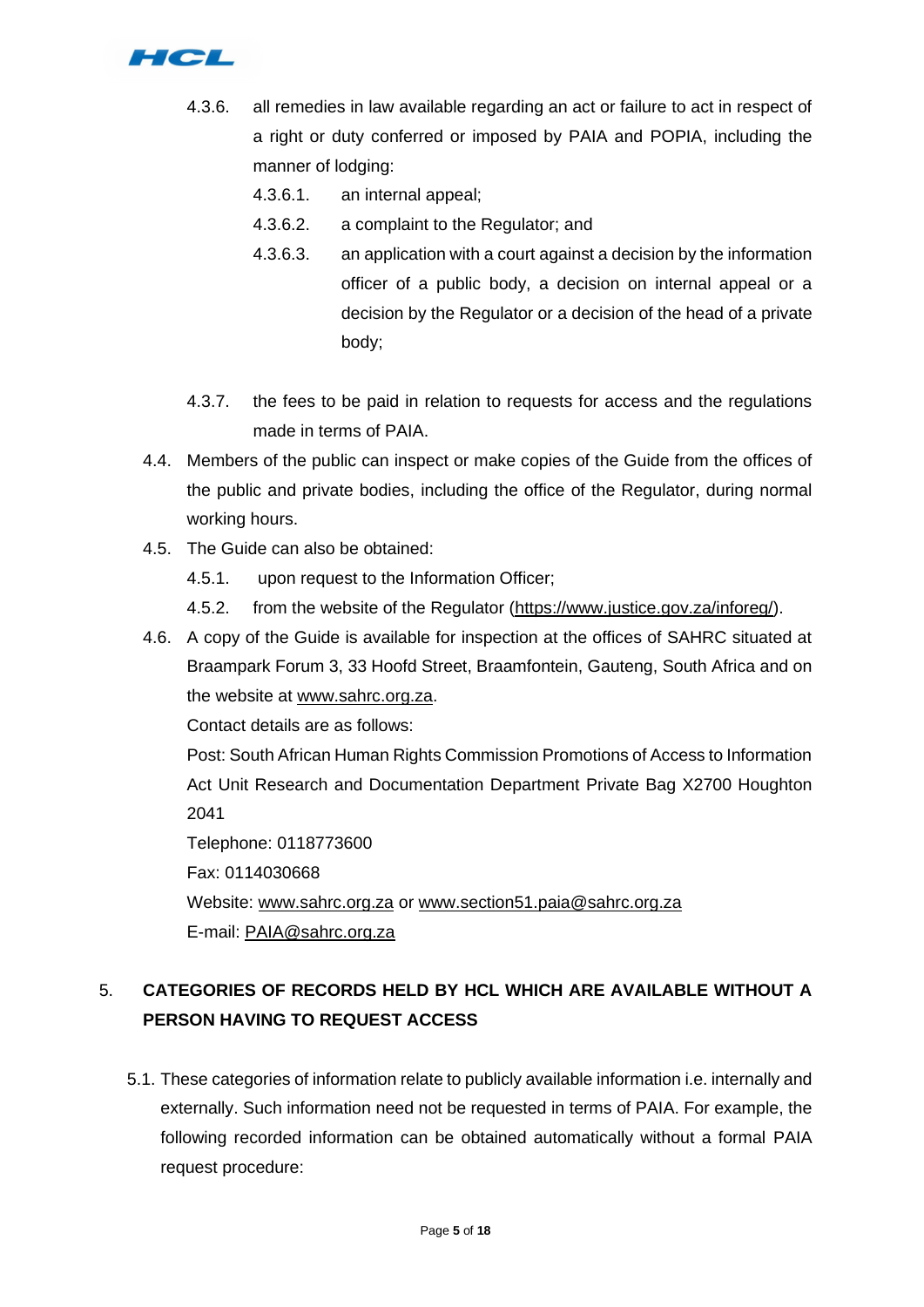4.3.6. all remedies in law available regarding an act or failure to act in respect of a right or duty conferred or imposed by PAIA and POPIA, including the manner of lodging:

4.3.6.1. an internal appeal;

4.3.6.2. a complaint to the Regulator; and

4.3.6.3. an application with a court against a decision by the information officer of a public body, a decision on internal appeal or a decision by the Regulator or a decision of the head of a private body;

4.3.7. the fees to be paid in relation to requests for access and the regulations made in terms of PAIA.

4.4. Members of the public can inspect or make copies of the Guide from the offices of the public and private bodies, including the office of the Regulator, during normal working hours.

4.5. The Guide can also be obtained:

4.5.1. upon request to the Information Officer;

4.5.2. from the website of the Regulator (https://www.justice.gov.za/inforeg/).

4.6. A copy of the Guide is available for inspection at the offices of SAHRC situated at Braampark Forum 3, 33 Hoofd Street, Braamfontein, Gauteng, South Africa and on the website at www.sahrc.org.za.

Contact details are as follows:

Post: South African Human Rights Commission Promotions of Access to Information Act Unit Research and Documentation Department Private Bag X2700 Houghton 2041

Telephone: 0118773600

Fax: 0114030668

Website: www.sahrc.org.za or www.section51.paia@sahrc.org.za

E-mail: PAIA@sahrc.org.za

## 5. CATEGORIES OF RECORDS HELD BY HCL WHICH ARE AVAILABLE WITHOUT A PERSON HAVING TO REQUEST ACCESS

5.1. These categories of information relate to publicly available information i.e. internally and externally. Such information need not be requested in terms of PAIA. For example, the following recorded information can be obtained automatically without a formal PAIA request procedure: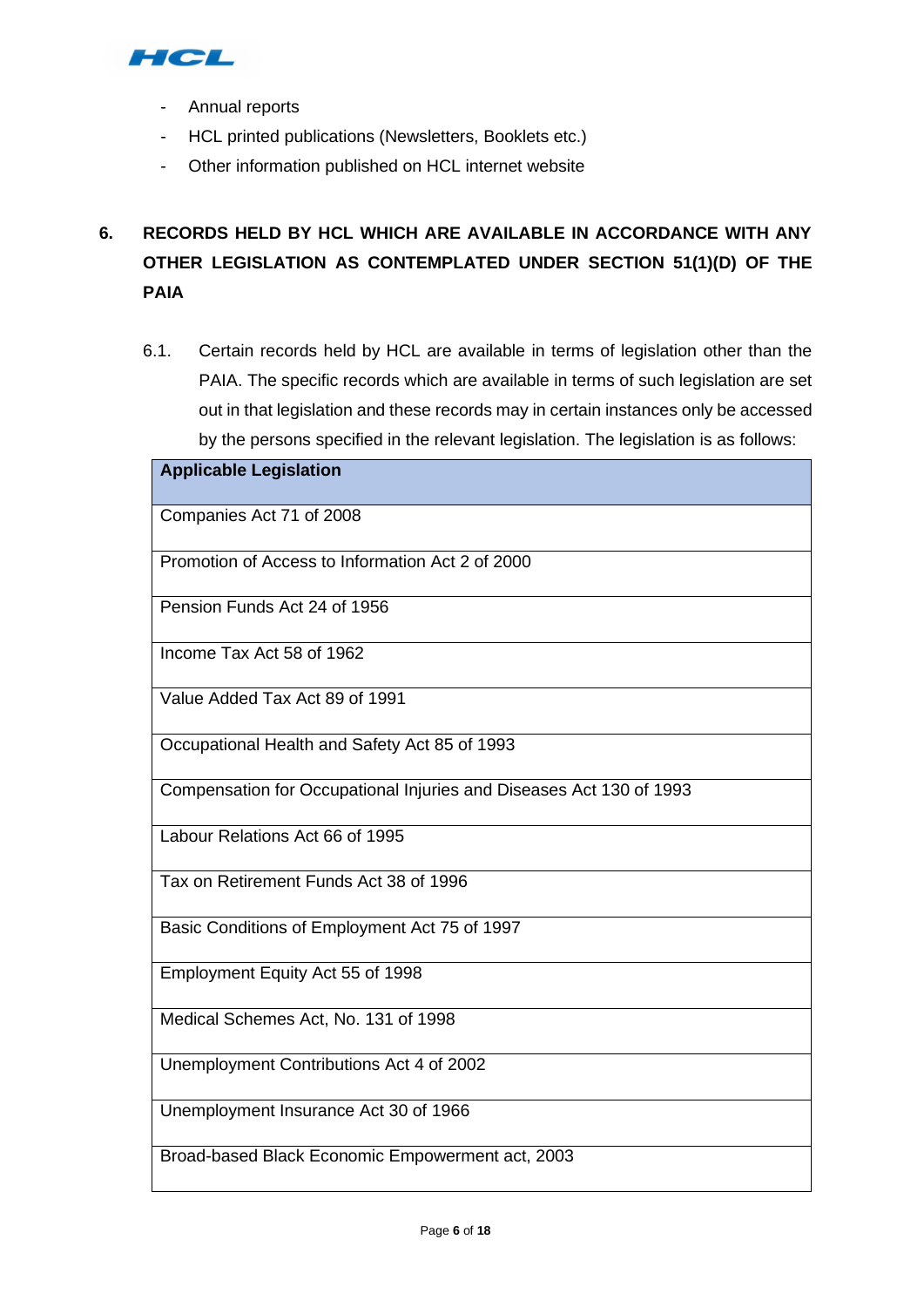- Annual reports
- HCL printed publications (Newsletters, Booklets etc.)
- Other information published on HCL internet website

## 6. RECORDS HELD BY HCL WHICH ARE AVAILABLE IN ACCORDANCE WITH ANY OTHER LEGISLATION AS CONTEMPLATED UNDER SECTION 51(1)(D) OF THE PAIA

6.1. Certain records held by HCL are available in terms of legislation other than the PAIA. The specific records which are available in terms of such legislation are set out in that legislation and these records may in certain instances only be accessed by the persons specified in the relevant legislation. The legislation is as follows:

| Applicable Legislation |
|---|
| Companies Act 71 of 2008 |
| Promotion of Access to Information Act 2 of 2000 |
| Pension Funds Act 24 of 1956 |
| Income Tax Act 58 of 1962 |
| Value Added Tax Act 89 of 1991 |
| Occupational Health and Safety Act 85 of 1993 |
| Compensation for Occupational Injuries and Diseases Act 130 of 1993 |
| Labour Relations Act 66 of 1995 |
| Tax on Retirement Funds Act 38 of 1996 |
| Basic Conditions of Employment Act 75 of 1997 |
| Employment Equity Act 55 of 1998 |
| Medical Schemes Act, No. 131 of 1998 |
| Unemployment Contributions Act 4 of 2002 |
| Unemployment Insurance Act 30 of 1966 |
| Broad-based Black Economic Empowerment act, 2003 |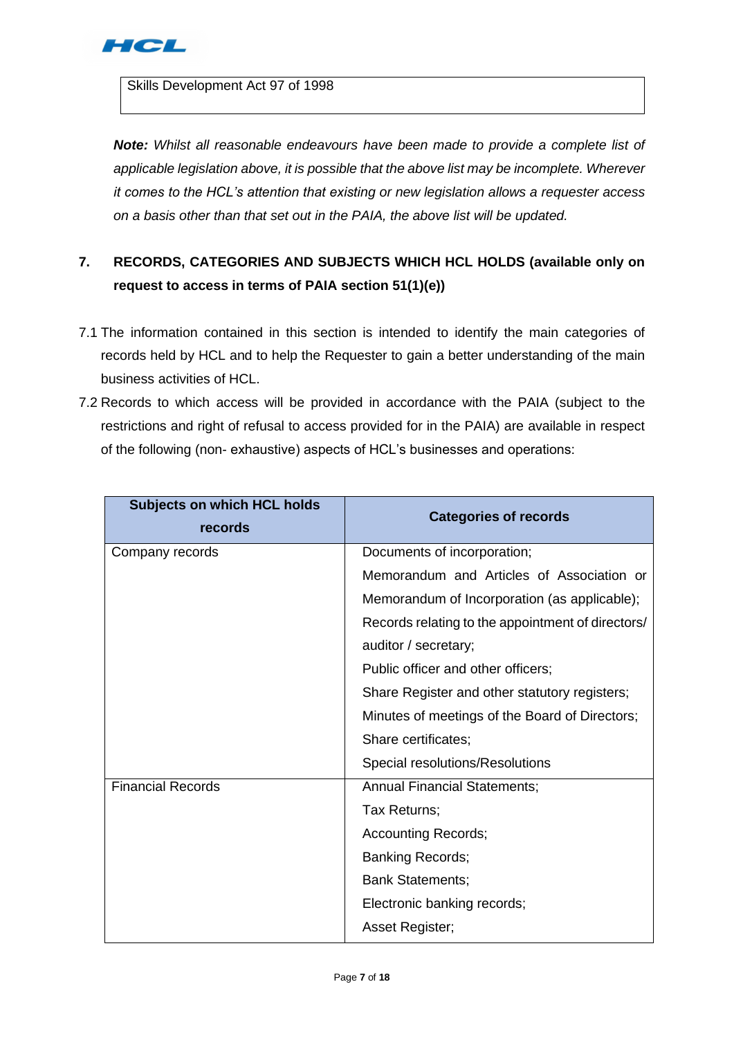| Skills Development Act 97 of 1998 |
|---|

***Note:*** *Whilst all reasonable endeavours have been made to provide a complete list of applicable legislation above, it is possible that the above list may be incomplete. Wherever it comes to the HCL's attention that existing or new legislation allows a requester access on a basis other than that set out in the PAIA, the above list will be updated.*

## 7. RECORDS, CATEGORIES AND SUBJECTS WHICH HCL HOLDS (available only on request to access in terms of PAIA section 51(1)(e))

7.1 The information contained in this section is intended to identify the main categories of records held by HCL and to help the Requester to gain a better understanding of the main business activities of HCL.

7.2 Records to which access will be provided in accordance with the PAIA (subject to the restrictions and right of refusal to access provided for in the PAIA) are available in respect of the following (non- exhaustive) aspects of HCL's businesses and operations:

| Subjects on which HCL holds records | Categories of records |
|---|---|
| Company records | Documents of incorporation;<br>Memorandum and Articles of Association or Memorandum of Incorporation (as applicable);<br>Records relating to the appointment of directors/ auditor / secretary;<br>Public officer and other officers;<br>Share Register and other statutory registers;<br>Minutes of meetings of the Board of Directors;<br>Share certificates;<br>Special resolutions/Resolutions |
| Financial Records | Annual Financial Statements;<br>Tax Returns;<br>Accounting Records;<br>Banking Records;<br>Bank Statements;<br>Electronic banking records;<br>Asset Register; |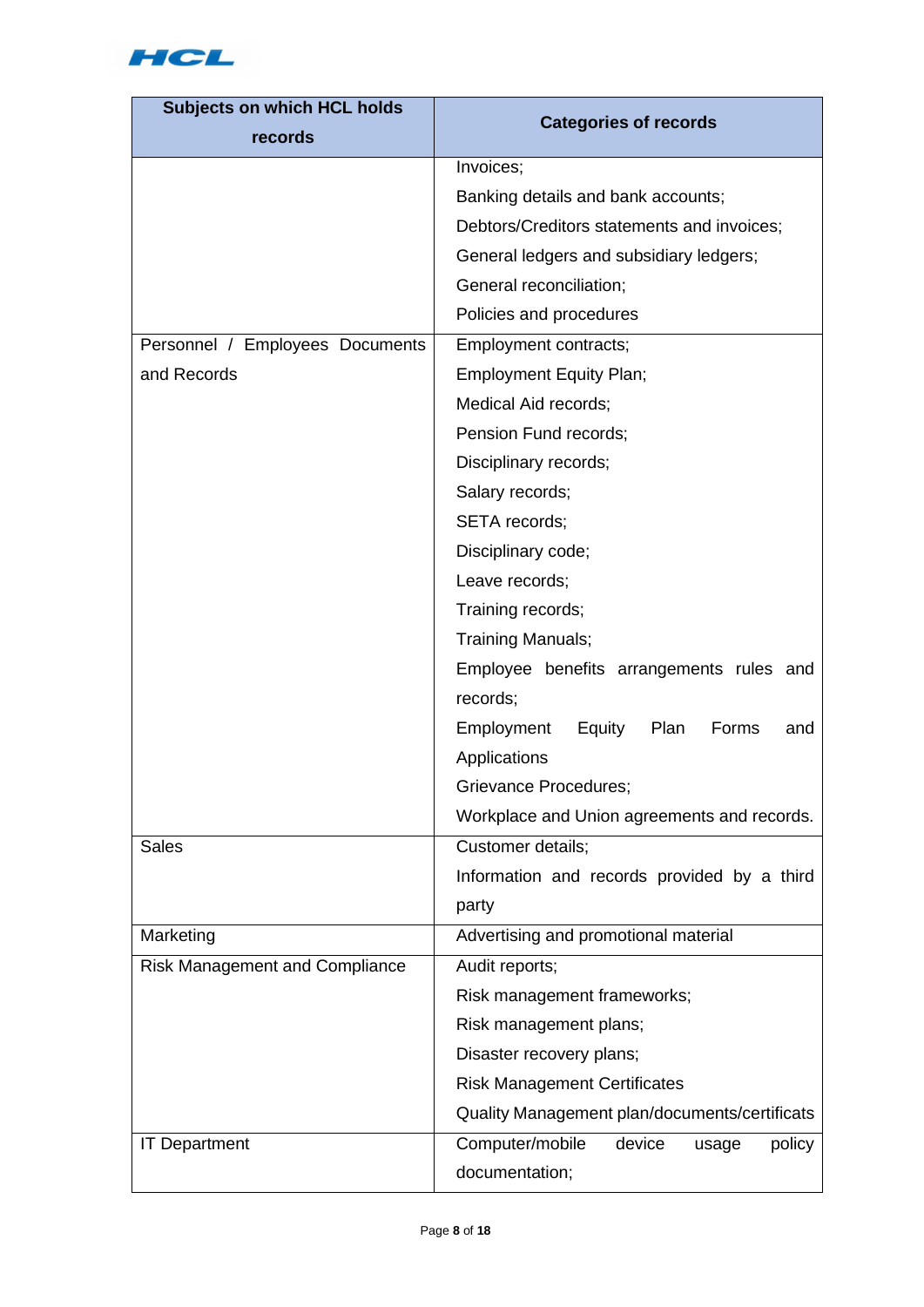| Subjects on which HCL holds records | Categories of records |
|---|---|
| | Invoices;<br>Banking details and bank accounts;<br>Debtors/Creditors statements and invoices;<br>General ledgers and subsidiary ledgers;<br>General reconciliation;<br>Policies and procedures |
| Personnel / Employees Documents and Records | Employment contracts;<br>Employment Equity Plan;<br>Medical Aid records;<br>Pension Fund records;<br>Disciplinary records;<br>Salary records;<br>SETA records;<br>Disciplinary code;<br>Leave records;<br>Training records;<br>Training Manuals;<br>Employee benefits arrangements rules and records;<br>Employment Equity Plan Forms and Applications<br>Grievance Procedures;<br>Workplace and Union agreements and records. |
| Sales | Customer details;<br>Information and records provided by a third party |
| Marketing | Advertising and promotional material |
| Risk Management and Compliance | Audit reports;<br>Risk management frameworks;<br>Risk management plans;<br>Disaster recovery plans;<br>Risk Management Certificates<br>Quality Management plan/documents/certificats |
| IT Department | Computer/mobile device usage policy documentation; |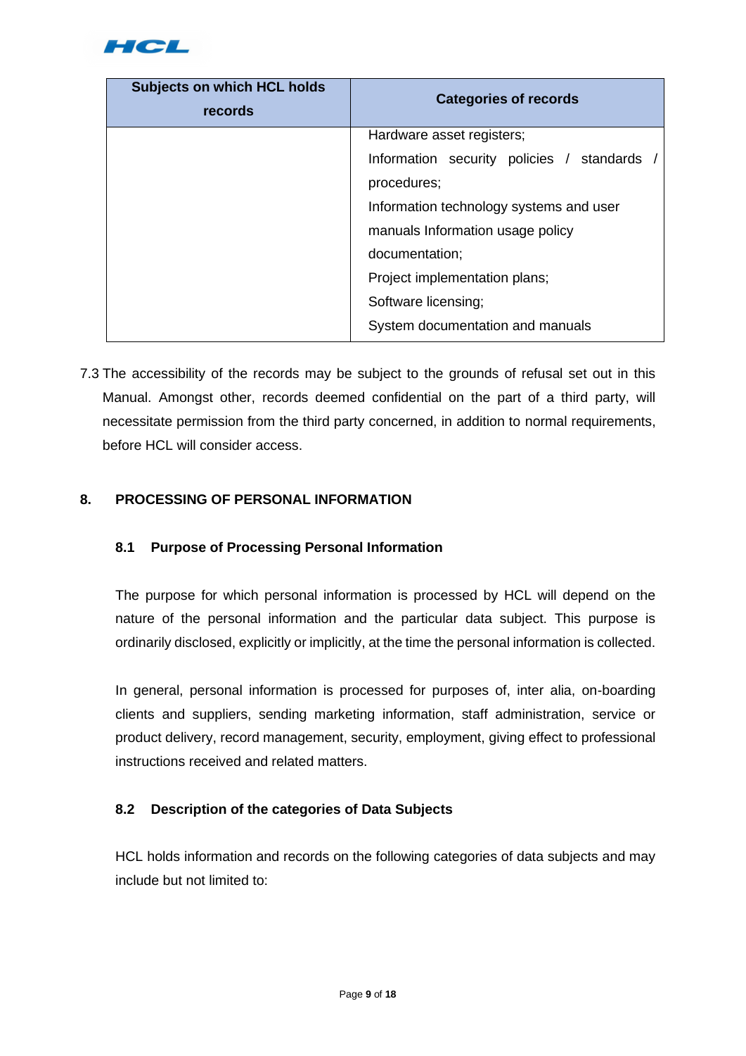| Subjects on which HCL holds records | Categories of records |
| --- | --- |
| | Hardware asset registers;<br>Information security policies / standards / procedures;<br>Information technology systems and user manuals Information usage policy documentation;<br>Project implementation plans;<br>Software licensing;<br>System documentation and manuals |

7.3 The accessibility of the records may be subject to the grounds of refusal set out in this Manual. Amongst other, records deemed confidential on the part of a third party, will necessitate permission from the third party concerned, in addition to normal requirements, before HCL will consider access.

## 8. PROCESSING OF PERSONAL INFORMATION

### 8.1 Purpose of Processing Personal Information

The purpose for which personal information is processed by HCL will depend on the nature of the personal information and the particular data subject. This purpose is ordinarily disclosed, explicitly or implicitly, at the time the personal information is collected.

In general, personal information is processed for purposes of, inter alia, on-boarding clients and suppliers, sending marketing information, staff administration, service or product delivery, record management, security, employment, giving effect to professional instructions received and related matters.

### 8.2 Description of the categories of Data Subjects

HCL holds information and records on the following categories of data subjects and may include but not limited to: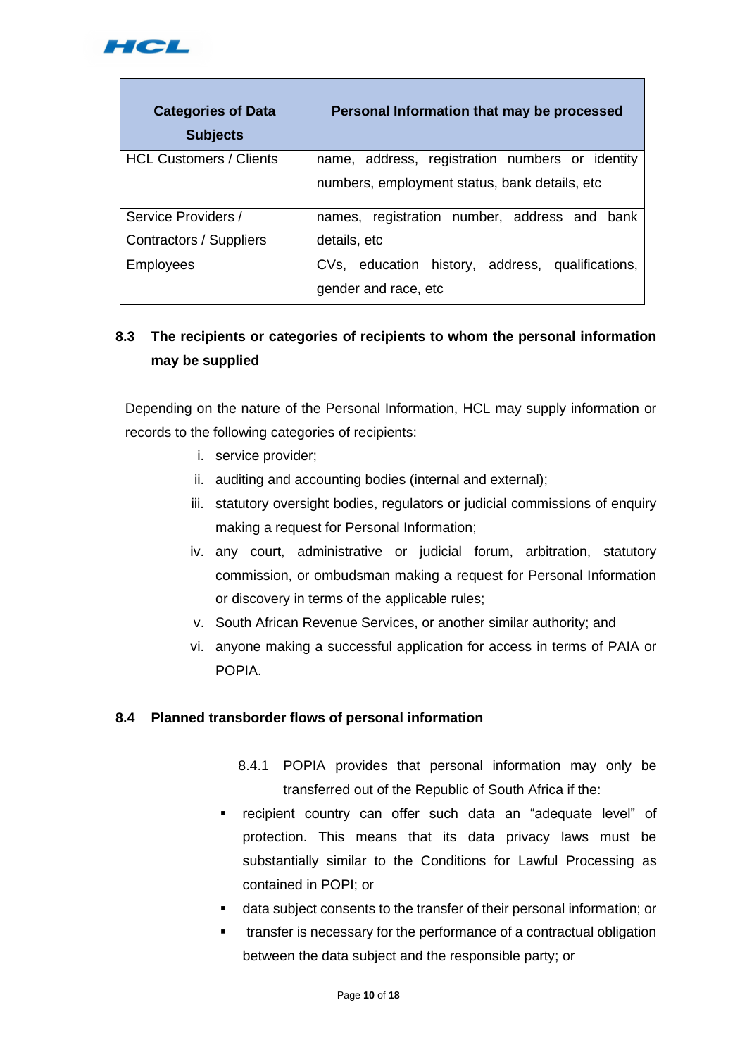| Categories of Data Subjects | Personal Information that may be processed |
|---|---|
| HCL Customers / Clients | name, address, registration numbers or identity numbers, employment status, bank details, etc |
| Service Providers / Contractors / Suppliers | names, registration number, address and bank details, etc |
| Employees | CVs, education history, address, qualifications, gender and race, etc |

### 8.3 The recipients or categories of recipients to whom the personal information may be supplied

Depending on the nature of the Personal Information, HCL may supply information or records to the following categories of recipients:

i. service provider;
ii. auditing and accounting bodies (internal and external);
iii. statutory oversight bodies, regulators or judicial commissions of enquiry making a request for Personal Information;
iv. any court, administrative or judicial forum, arbitration, statutory commission, or ombudsman making a request for Personal Information or discovery in terms of the applicable rules;
v. South African Revenue Services, or another similar authority; and
vi. anyone making a successful application for access in terms of PAIA or POPIA.

### 8.4 Planned transborder flows of personal information

8.4.1 POPIA provides that personal information may only be transferred out of the Republic of South Africa if the:

- recipient country can offer such data an "adequate level" of protection. This means that its data privacy laws must be substantially similar to the Conditions for Lawful Processing as contained in POPI; or
- data subject consents to the transfer of their personal information; or
- transfer is necessary for the performance of a contractual obligation between the data subject and the responsible party; or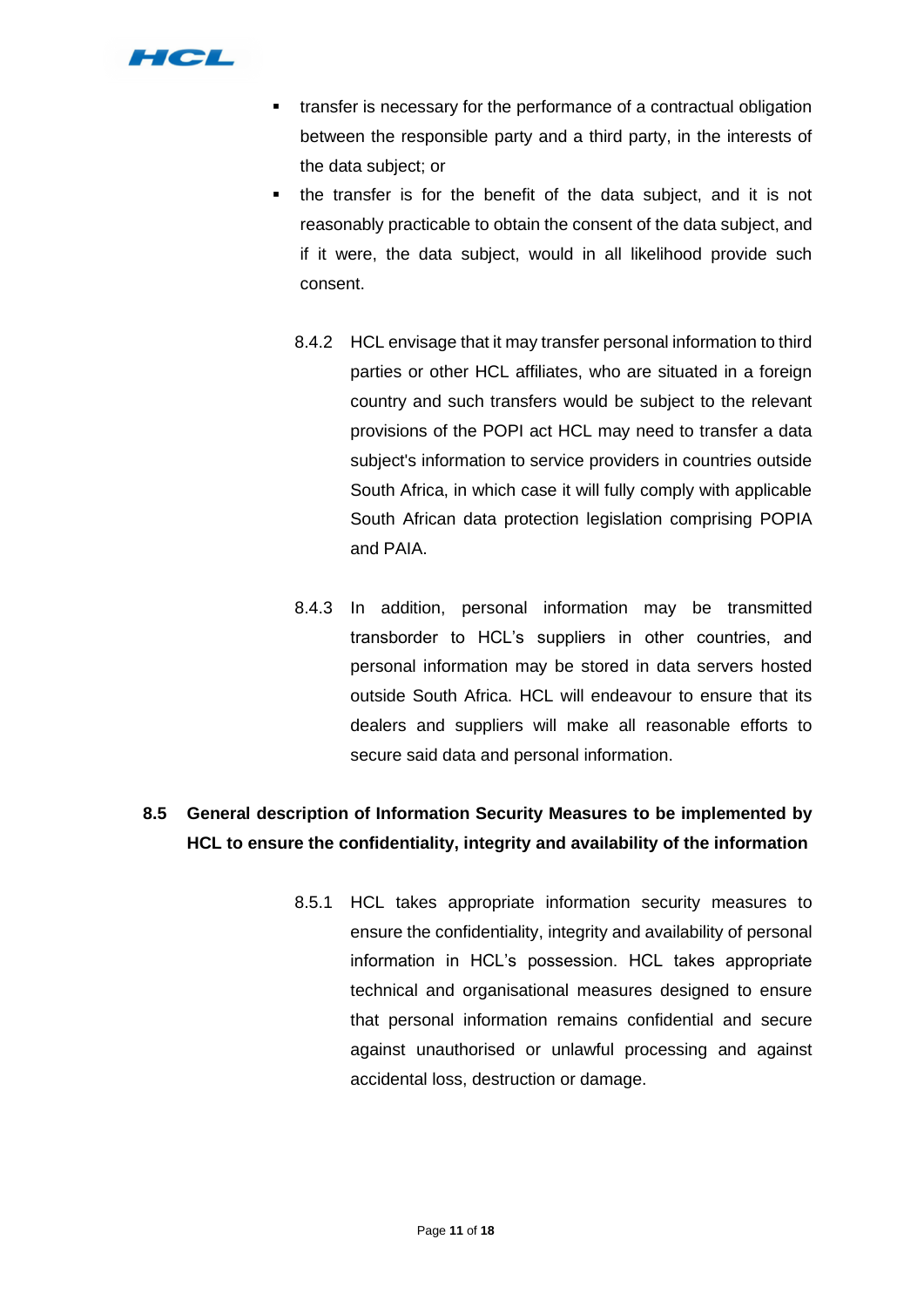- transfer is necessary for the performance of a contractual obligation between the responsible party and a third party, in the interests of the data subject; or
- the transfer is for the benefit of the data subject, and it is not reasonably practicable to obtain the consent of the data subject, and if it were, the data subject, would in all likelihood provide such consent.

8.4.2 HCL envisage that it may transfer personal information to third parties or other HCL affiliates, who are situated in a foreign country and such transfers would be subject to the relevant provisions of the POPI act HCL may need to transfer a data subject's information to service providers in countries outside South Africa, in which case it will fully comply with applicable South African data protection legislation comprising POPIA and PAIA.

8.4.3 In addition, personal information may be transmitted transborder to HCL's suppliers in other countries, and personal information may be stored in data servers hosted outside South Africa. HCL will endeavour to ensure that its dealers and suppliers will make all reasonable efforts to secure said data and personal information.

**8.5 General description of Information Security Measures to be implemented by HCL to ensure the confidentiality, integrity and availability of the information**

8.5.1 HCL takes appropriate information security measures to ensure the confidentiality, integrity and availability of personal information in HCL's possession. HCL takes appropriate technical and organisational measures designed to ensure that personal information remains confidential and secure against unauthorised or unlawful processing and against accidental loss, destruction or damage.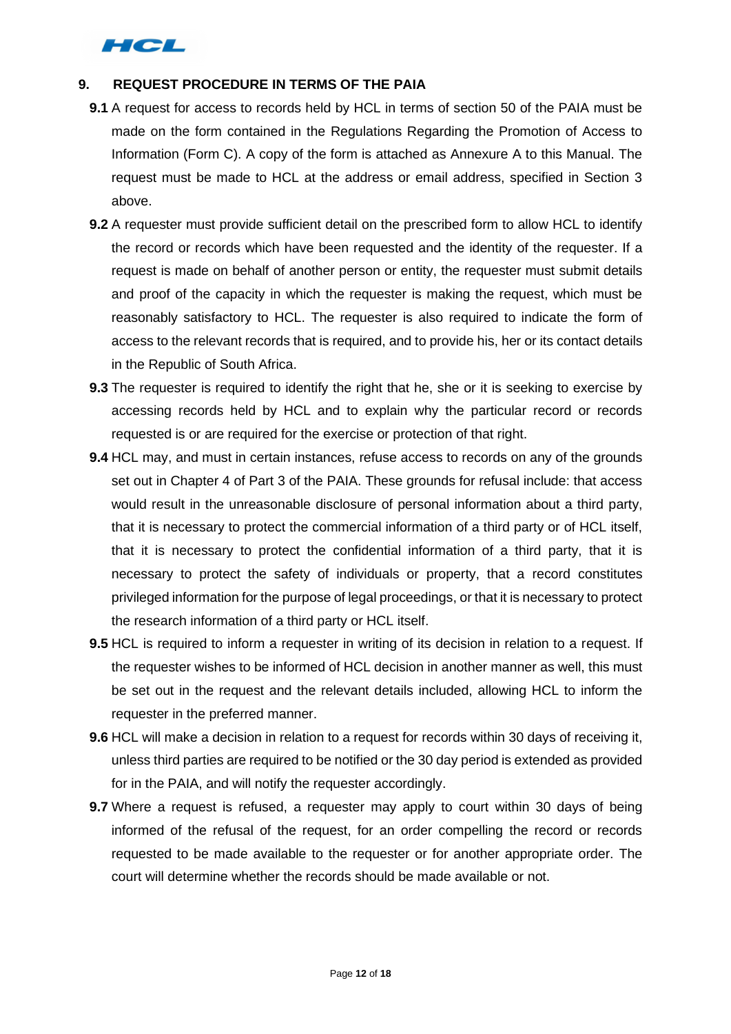## 9. REQUEST PROCEDURE IN TERMS OF THE PAIA

**9.1** A request for access to records held by HCL in terms of section 50 of the PAIA must be made on the form contained in the Regulations Regarding the Promotion of Access to Information (Form C). A copy of the form is attached as Annexure A to this Manual. The request must be made to HCL at the address or email address, specified in Section 3 above.

**9.2** A requester must provide sufficient detail on the prescribed form to allow HCL to identify the record or records which have been requested and the identity of the requester. If a request is made on behalf of another person or entity, the requester must submit details and proof of the capacity in which the requester is making the request, which must be reasonably satisfactory to HCL. The requester is also required to indicate the form of access to the relevant records that is required, and to provide his, her or its contact details in the Republic of South Africa.

**9.3** The requester is required to identify the right that he, she or it is seeking to exercise by accessing records held by HCL and to explain why the particular record or records requested is or are required for the exercise or protection of that right.

**9.4** HCL may, and must in certain instances, refuse access to records on any of the grounds set out in Chapter 4 of Part 3 of the PAIA. These grounds for refusal include: that access would result in the unreasonable disclosure of personal information about a third party, that it is necessary to protect the commercial information of a third party or of HCL itself, that it is necessary to protect the confidential information of a third party, that it is necessary to protect the safety of individuals or property, that a record constitutes privileged information for the purpose of legal proceedings, or that it is necessary to protect the research information of a third party or HCL itself.

**9.5** HCL is required to inform a requester in writing of its decision in relation to a request. If the requester wishes to be informed of HCL decision in another manner as well, this must be set out in the request and the relevant details included, allowing HCL to inform the requester in the preferred manner.

**9.6** HCL will make a decision in relation to a request for records within 30 days of receiving it, unless third parties are required to be notified or the 30 day period is extended as provided for in the PAIA, and will notify the requester accordingly.

**9.7** Where a request is refused, a requester may apply to court within 30 days of being informed of the refusal of the request, for an order compelling the record or records requested to be made available to the requester or for another appropriate order. The court will determine whether the records should be made available or not.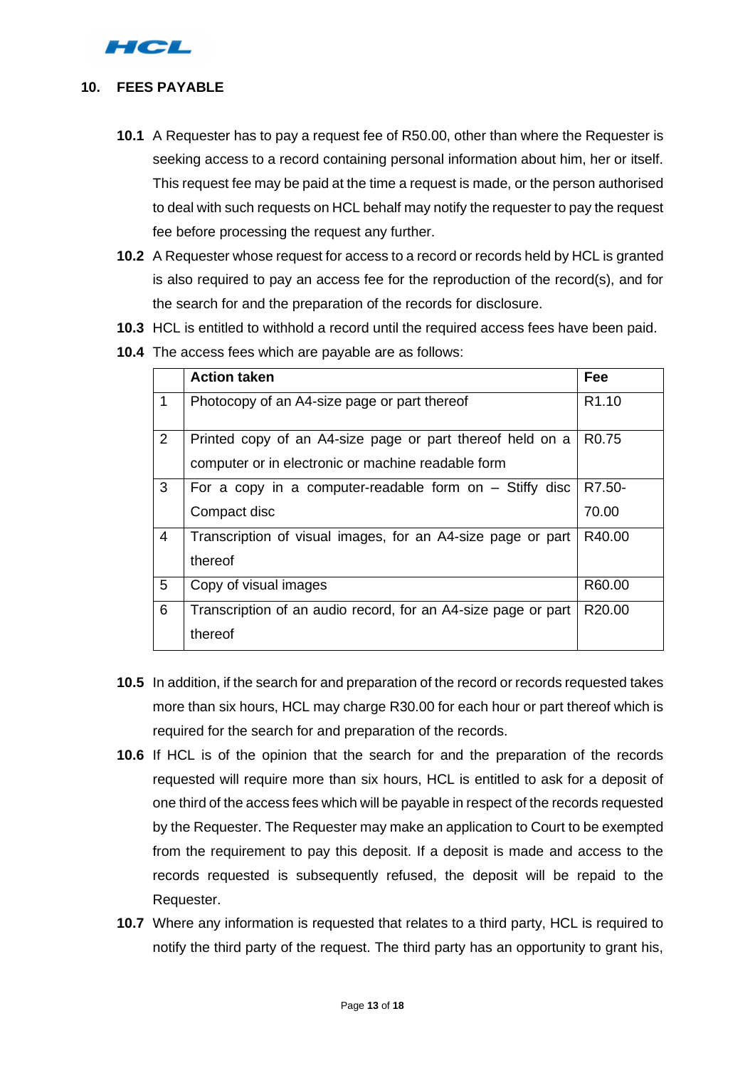## 10. FEES PAYABLE

**10.1** A Requester has to pay a request fee of R50.00, other than where the Requester is seeking access to a record containing personal information about him, her or itself. This request fee may be paid at the time a request is made, or the person authorised to deal with such requests on HCL behalf may notify the requester to pay the request fee before processing the request any further.

**10.2** A Requester whose request for access to a record or records held by HCL is granted is also required to pay an access fee for the reproduction of the record(s), and for the search for and the preparation of the records for disclosure.

**10.3** HCL is entitled to withhold a record until the required access fees have been paid.

**10.4** The access fees which are payable are as follows:

| | Action taken | Fee |
|---|---|---|
| 1 | Photocopy of an A4-size page or part thereof | R1.10 |
| 2 | Printed copy of an A4-size page or part thereof held on a computer or in electronic or machine readable form | R0.75 |
| 3 | For a copy in a computer-readable form on – Stiffy disc Compact disc | R7.50- 70.00 |
| 4 | Transcription of visual images, for an A4-size page or part thereof | R40.00 |
| 5 | Copy of visual images | R60.00 |
| 6 | Transcription of an audio record, for an A4-size page or part thereof | R20.00 |

**10.5** In addition, if the search for and preparation of the record or records requested takes more than six hours, HCL may charge R30.00 for each hour or part thereof which is required for the search for and preparation of the records.

**10.6** If HCL is of the opinion that the search for and the preparation of the records requested will require more than six hours, HCL is entitled to ask for a deposit of one third of the access fees which will be payable in respect of the records requested by the Requester. The Requester may make an application to Court to be exempted from the requirement to pay this deposit. If a deposit is made and access to the records requested is subsequently refused, the deposit will be repaid to the Requester.

**10.7** Where any information is requested that relates to a third party, HCL is required to notify the third party of the request. The third party has an opportunity to grant his,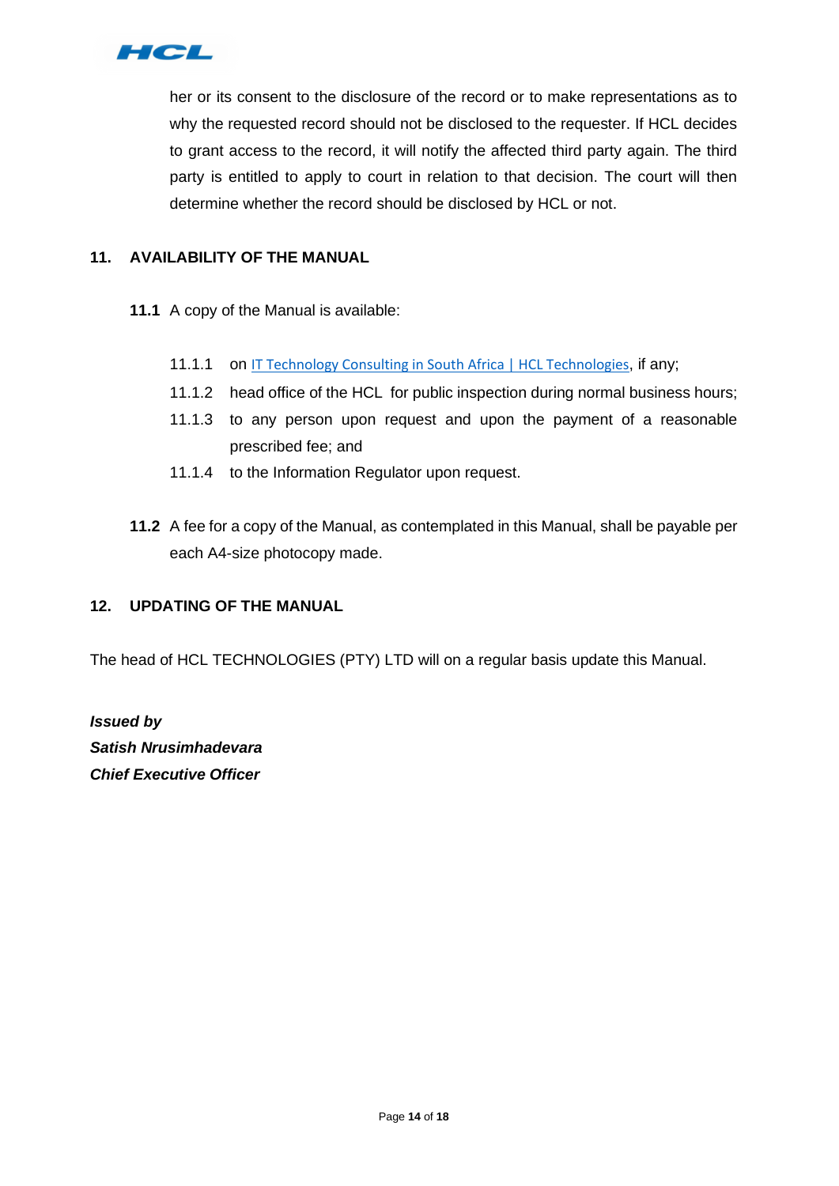her or its consent to the disclosure of the record or to make representations as to why the requested record should not be disclosed to the requester. If HCL decides to grant access to the record, it will notify the affected third party again. The third party is entitled to apply to court in relation to that decision. The court will then determine whether the record should be disclosed by HCL or not.

## 11. AVAILABILITY OF THE MANUAL

**11.1** A copy of the Manual is available:

11.1.1 on IT Technology Consulting in South Africa | HCL Technologies, if any;

11.1.2 head office of the HCL for public inspection during normal business hours;

11.1.3 to any person upon request and upon the payment of a reasonable prescribed fee; and

11.1.4 to the Information Regulator upon request.

**11.2** A fee for a copy of the Manual, as contemplated in this Manual, shall be payable per each A4-size photocopy made.

## 12. UPDATING OF THE MANUAL

The head of HCL TECHNOLOGIES (PTY) LTD will on a regular basis update this Manual.

***Issued by***
***Satish Nrusimhadevara***
***Chief Executive Officer***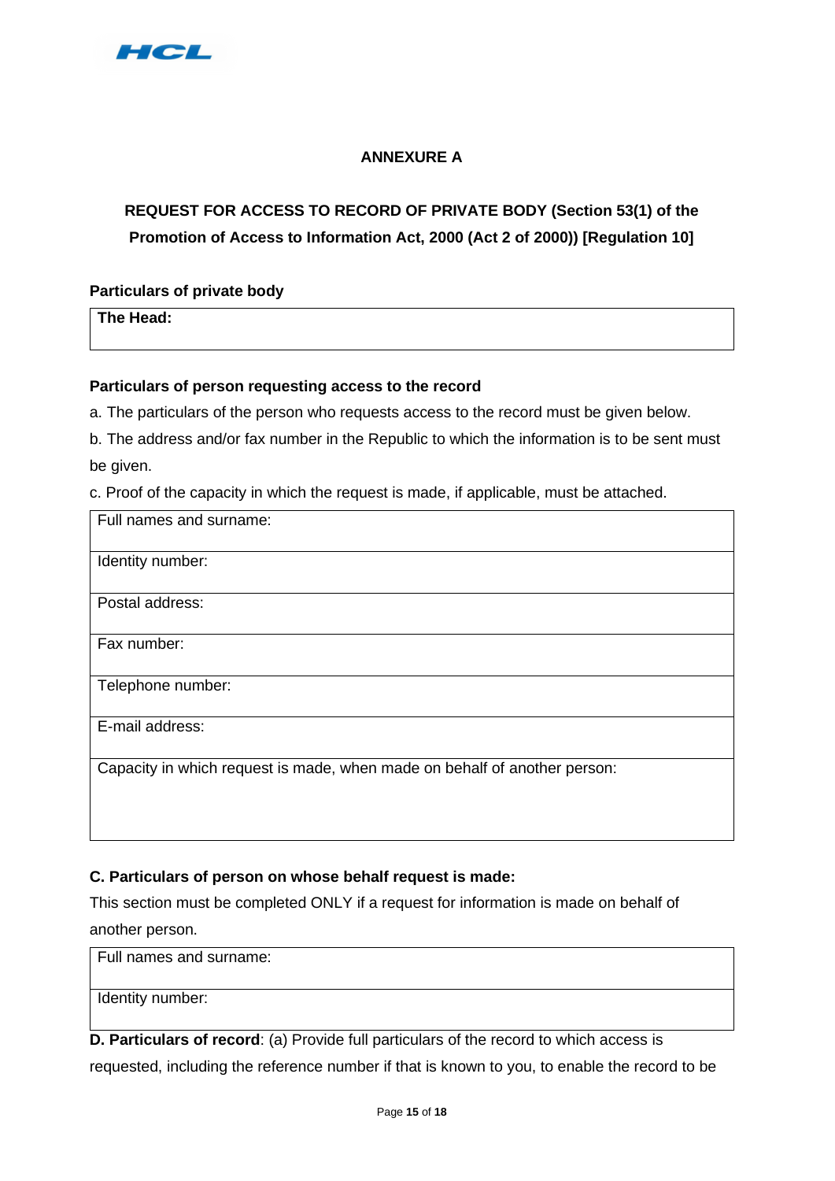## ANNEXURE A

### REQUEST FOR ACCESS TO RECORD OF PRIVATE BODY (Section 53(1) of the Promotion of Access to Information Act, 2000 (Act 2 of 2000)) [Regulation 10]

**Particulars of private body**

| **The Head:** |
|---|

**Particulars of person requesting access to the record**

a. The particulars of the person who requests access to the record must be given below.

b. The address and/or fax number in the Republic to which the information is to be sent must be given.

c. Proof of the capacity in which the request is made, if applicable, must be attached.

| Full names and surname: |
|---|
| Identity number: |
| Postal address: |
| Fax number: |
| Telephone number: |
| E-mail address: |
| Capacity in which request is made, when made on behalf of another person: |

**C. Particulars of person on whose behalf request is made:**

This section must be completed ONLY if a request for information is made on behalf of another person.

| Full names and surname: |
|---|
| Identity number: |

**D. Particulars of record**: (a) Provide full particulars of the record to which access is requested, including the reference number if that is known to you, to enable the record to be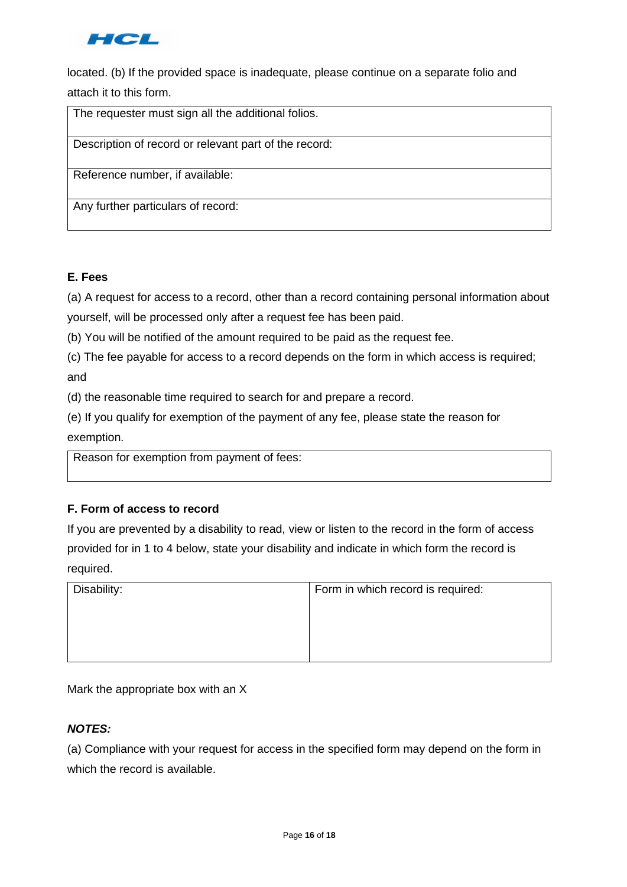located. (b) If the provided space is inadequate, please continue on a separate folio and attach it to this form.

| The requester must sign all the additional folios. |
|---|
| Description of record or relevant part of the record: |
| Reference number, if available: |
| Any further particulars of record: |

**E. Fees**

(a) A request for access to a record, other than a record containing personal information about yourself, will be processed only after a request fee has been paid.

(b) You will be notified of the amount required to be paid as the request fee.

(c) The fee payable for access to a record depends on the form in which access is required; and

(d) the reasonable time required to search for and prepare a record.

(e) If you qualify for exemption of the payment of any fee, please state the reason for exemption.

| Reason for exemption from payment of fees: |
|---|

**F. Form of access to record**

If you are prevented by a disability to read, view or listen to the record in the form of access provided for in 1 to 4 below, state your disability and indicate in which form the record is required.

| Disability: | Form in which record is required: |
|---|---|
| | |

Mark the appropriate box with an X

***NOTES:***

(a) Compliance with your request for access in the specified form may depend on the form in which the record is available.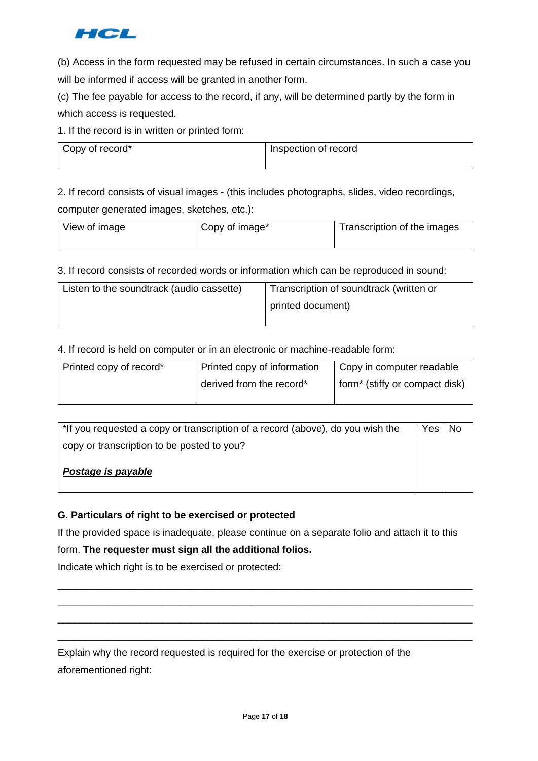(b) Access in the form requested may be refused in certain circumstances. In such a case you will be informed if access will be granted in another form.

(c) The fee payable for access to the record, if any, will be determined partly by the form in which access is requested.

1. If the record is in written or printed form:

| Copy of record* | Inspection of record |
|---|---|

2. If record consists of visual images - (this includes photographs, slides, video recordings, computer generated images, sketches, etc.):

| View of image | Copy of image* | Transcription of the images |
|---|---|---|

3. If record consists of recorded words or information which can be reproduced in sound:

| Listen to the soundtrack (audio cassette) | Transcription of soundtrack (written or printed document) |
|---|---|

4. If record is held on computer or in an electronic or machine-readable form:

| Printed copy of record* | Printed copy of information derived from the record* | Copy in computer readable form* (stiffy or compact disk) |
|---|---|---|

| *If you requested a copy or transcription of a record (above), do you wish the copy or transcription to be posted to you? ***Postage is payable*** | Yes | No |
|---|---|---|

**G. Particulars of right to be exercised or protected**

If the provided space is inadequate, please continue on a separate folio and attach it to this form. **The requester must sign all the additional folios.**

Indicate which right is to be exercised or protected:

_______________________________________________________________________________

_______________________________________________________________________________

_______________________________________________________________________________

_______________________________________________________________________________

Explain why the record requested is required for the exercise or protection of the aforementioned right: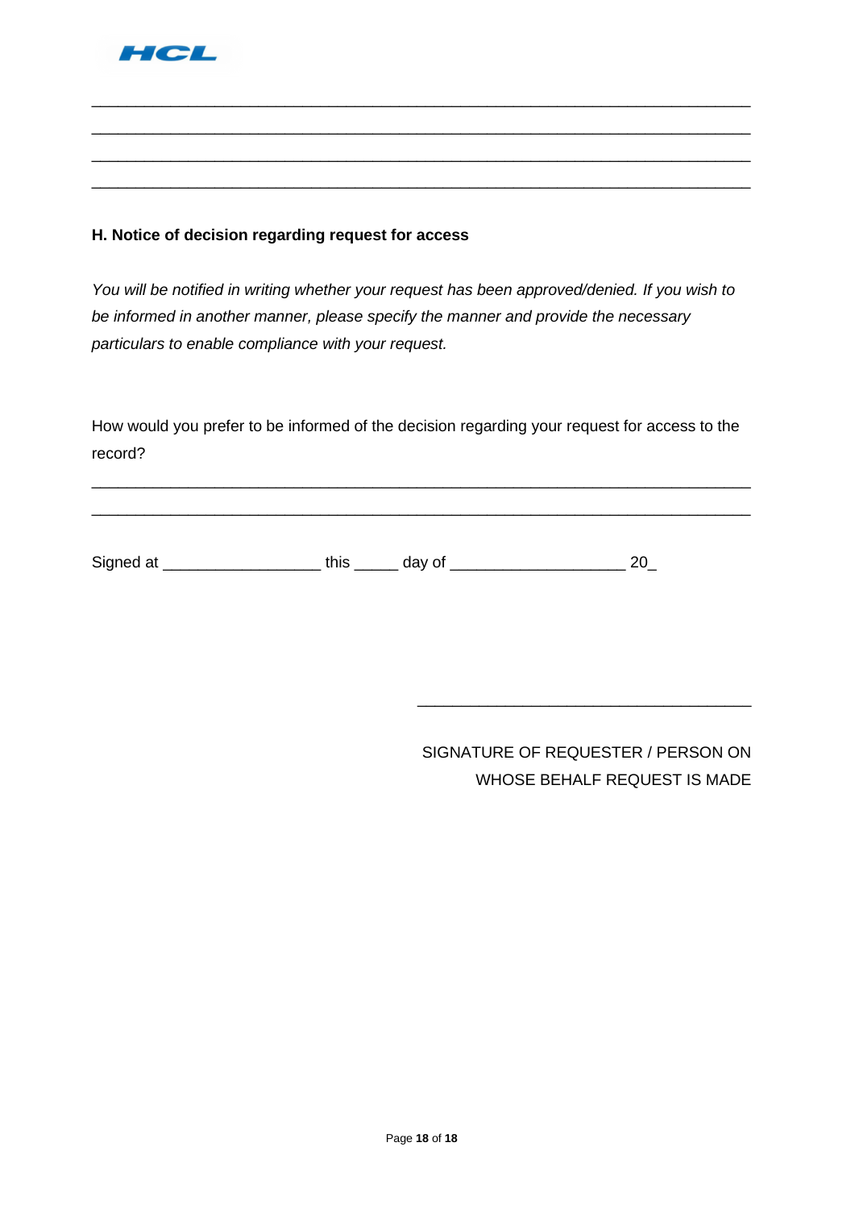\_\_\_\_\_\_\_\_\_\_\_\_\_\_\_\_\_\_\_\_\_\_\_\_\_\_\_\_\_\_\_\_\_\_\_\_\_\_\_\_\_\_\_\_\_\_\_\_\_\_\_\_\_\_\_\_\_\_\_\_\_\_\_\_\_\_\_\_\_\_\_\_\_\_

\_\_\_\_\_\_\_\_\_\_\_\_\_\_\_\_\_\_\_\_\_\_\_\_\_\_\_\_\_\_\_\_\_\_\_\_\_\_\_\_\_\_\_\_\_\_\_\_\_\_\_\_\_\_\_\_\_\_\_\_\_\_\_\_\_\_\_\_\_\_\_\_\_\_

\_\_\_\_\_\_\_\_\_\_\_\_\_\_\_\_\_\_\_\_\_\_\_\_\_\_\_\_\_\_\_\_\_\_\_\_\_\_\_\_\_\_\_\_\_\_\_\_\_\_\_\_\_\_\_\_\_\_\_\_\_\_\_\_\_\_\_\_\_\_\_\_\_\_

\_\_\_\_\_\_\_\_\_\_\_\_\_\_\_\_\_\_\_\_\_\_\_\_\_\_\_\_\_\_\_\_\_\_\_\_\_\_\_\_\_\_\_\_\_\_\_\_\_\_\_\_\_\_\_\_\_\_\_\_\_\_\_\_\_\_\_\_\_\_\_\_\_\_

**H. Notice of decision regarding request for access**

*You will be notified in writing whether your request has been approved/denied. If you wish to be informed in another manner, please specify the manner and provide the necessary particulars to enable compliance with your request.*

How would you prefer to be informed of the decision regarding your request for access to the record?

\_\_\_\_\_\_\_\_\_\_\_\_\_\_\_\_\_\_\_\_\_\_\_\_\_\_\_\_\_\_\_\_\_\_\_\_\_\_\_\_\_\_\_\_\_\_\_\_\_\_\_\_\_\_\_\_\_\_\_\_\_\_\_\_\_\_\_\_\_\_\_\_\_\_

\_\_\_\_\_\_\_\_\_\_\_\_\_\_\_\_\_\_\_\_\_\_\_\_\_\_\_\_\_\_\_\_\_\_\_\_\_\_\_\_\_\_\_\_\_\_\_\_\_\_\_\_\_\_\_\_\_\_\_\_\_\_\_\_\_\_\_\_\_\_\_\_\_\_

Signed at \_\_\_\_\_\_\_\_\_\_\_\_\_\_\_\_\_\_ this \_\_\_\_\_ day of \_\_\_\_\_\_\_\_\_\_\_\_\_\_\_\_\_\_\_\_ 20\_

\_\_\_\_\_\_\_\_\_\_\_\_\_\_\_\_\_\_\_\_\_\_\_\_\_\_\_\_\_\_\_\_\_\_\_\_\_\_

SIGNATURE OF REQUESTER / PERSON ON WHOSE BEHALF REQUEST IS MADE